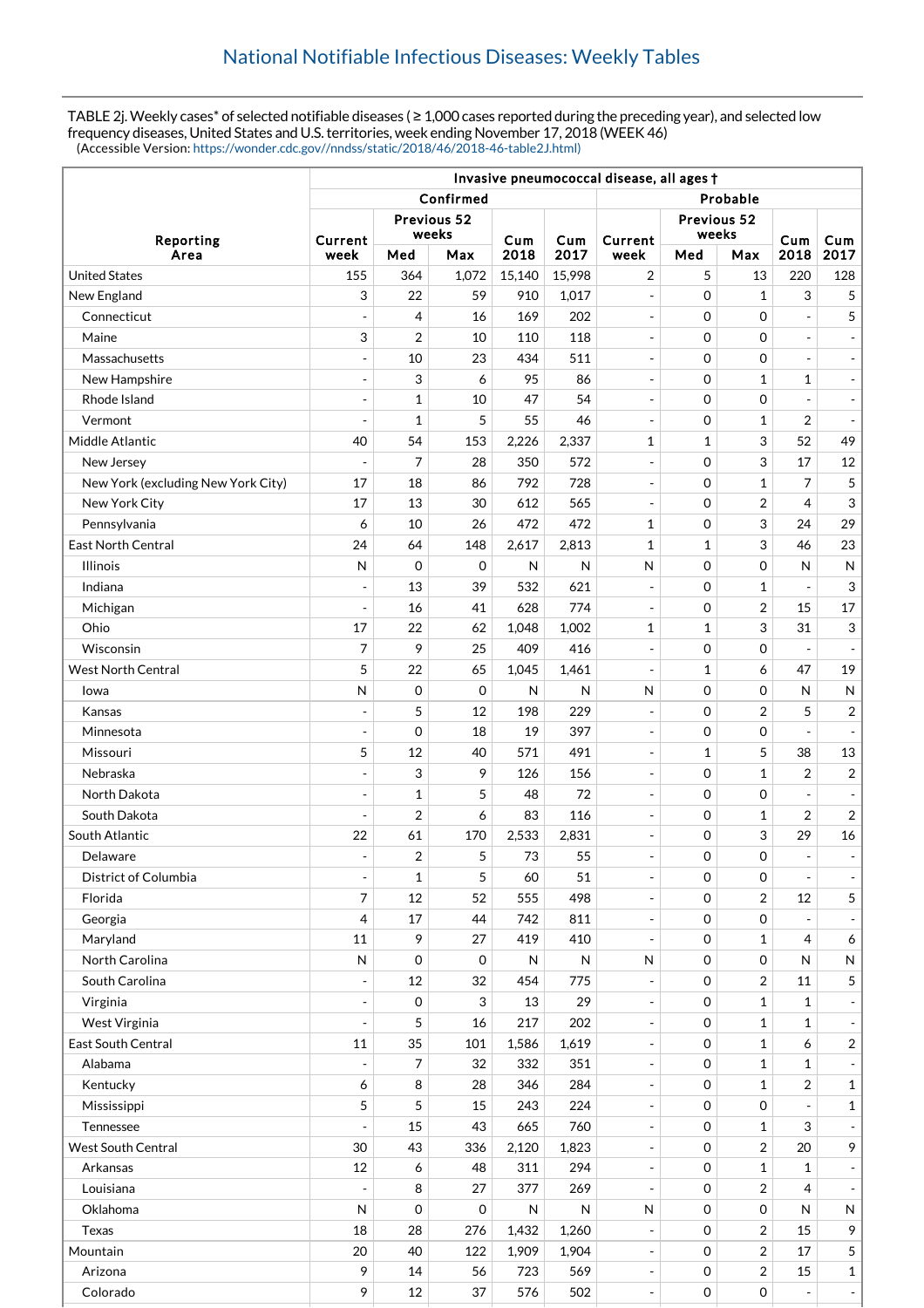## National Notifiable Infectious Diseases: Weekly Tables

TABLE 2j. Weekly cases* of selected notifiable diseases ( ≥ 1,000 cases reported during the preceding year), and selected low frequency diseases, United States and U.S. territories, week ending November 17, 2018 (WEEK 46)
(Accessible Version: https://wonder.cdc.gov//nndss/static/2018/46/2018-46-table2J.html)

| Reporting Area | Invasive pneumococcal disease, all ages † | | | | | | | | | |
|---|---|---|---|---|---|---|---|---|---|---|
| | Confirmed | | | | | Probable | | | | |
| | Current week | Previous 52 weeks | | Cum 2018 | Cum 2017 | Current week | Previous 52 weeks | | Cum 2018 | Cum 2017 |
| | | Med | Max | | | | Med | Max | | |
| United States | 155 | 364 | 1,072 | 15,140 | 15,998 | 2 | 5 | 13 | 220 | 128 |
| New England | 3 | 22 | 59 | 910 | 1,017 | - | 0 | 1 | 3 | 5 |
| Connecticut | - | 4 | 16 | 169 | 202 | - | 0 | 0 | - | 5 |
| Maine | 3 | 2 | 10 | 110 | 118 | - | 0 | 0 | - | - |
| Massachusetts | - | 10 | 23 | 434 | 511 | - | 0 | 0 | - | - |
| New Hampshire | - | 3 | 6 | 95 | 86 | - | 0 | 1 | 1 | - |
| Rhode Island | - | 1 | 10 | 47 | 54 | - | 0 | 0 | - | - |
| Vermont | - | 1 | 5 | 55 | 46 | - | 0 | 1 | 2 | - |
| Middle Atlantic | 40 | 54 | 153 | 2,226 | 2,337 | 1 | 1 | 3 | 52 | 49 |
| New Jersey | - | 7 | 28 | 350 | 572 | - | 0 | 3 | 17 | 12 |
| New York (excluding New York City) | 17 | 18 | 86 | 792 | 728 | - | 0 | 1 | 7 | 5 |
| New York City | 17 | 13 | 30 | 612 | 565 | - | 0 | 2 | 4 | 3 |
| Pennsylvania | 6 | 10 | 26 | 472 | 472 | 1 | 0 | 3 | 24 | 29 |
| East North Central | 24 | 64 | 148 | 2,617 | 2,813 | 1 | 1 | 3 | 46 | 23 |
| Illinois | N | 0 | 0 | N | N | N | 0 | 0 | N | N |
| Indiana | - | 13 | 39 | 532 | 621 | - | 0 | 1 | - | 3 |
| Michigan | - | 16 | 41 | 628 | 774 | - | 0 | 2 | 15 | 17 |
| Ohio | 17 | 22 | 62 | 1,048 | 1,002 | 1 | 1 | 3 | 31 | 3 |
| Wisconsin | 7 | 9 | 25 | 409 | 416 | - | 0 | 0 | - | - |
| West North Central | 5 | 22 | 65 | 1,045 | 1,461 | - | 1 | 6 | 47 | 19 |
| Iowa | N | 0 | 0 | N | N | N | 0 | 0 | N | N |
| Kansas | - | 5 | 12 | 198 | 229 | - | 0 | 2 | 5 | 2 |
| Minnesota | - | 0 | 18 | 19 | 397 | - | 0 | 0 | - | - |
| Missouri | 5 | 12 | 40 | 571 | 491 | - | 1 | 5 | 38 | 13 |
| Nebraska | - | 3 | 9 | 126 | 156 | - | 0 | 1 | 2 | 2 |
| North Dakota | - | 1 | 5 | 48 | 72 | - | 0 | 0 | - | - |
| South Dakota | - | 2 | 6 | 83 | 116 | - | 0 | 1 | 2 | 2 |
| South Atlantic | 22 | 61 | 170 | 2,533 | 2,831 | - | 0 | 3 | 29 | 16 |
| Delaware | - | 2 | 5 | 73 | 55 | - | 0 | 0 | - | - |
| District of Columbia | - | 1 | 5 | 60 | 51 | - | 0 | 0 | - | - |
| Florida | 7 | 12 | 52 | 555 | 498 | - | 0 | 2 | 12 | 5 |
| Georgia | 4 | 17 | 44 | 742 | 811 | - | 0 | 0 | - | - |
| Maryland | 11 | 9 | 27 | 419 | 410 | - | 0 | 1 | 4 | 6 |
| North Carolina | N | 0 | 0 | N | N | N | 0 | 0 | N | N |
| South Carolina | - | 12 | 32 | 454 | 775 | - | 0 | 2 | 11 | 5 |
| Virginia | - | 0 | 3 | 13 | 29 | - | 0 | 1 | 1 | - |
| West Virginia | - | 5 | 16 | 217 | 202 | - | 0 | 1 | 1 | - |
| East South Central | 11 | 35 | 101 | 1,586 | 1,619 | - | 0 | 1 | 6 | 2 |
| Alabama | - | 7 | 32 | 332 | 351 | - | 0 | 1 | 1 | - |
| Kentucky | 6 | 8 | 28 | 346 | 284 | - | 0 | 1 | 2 | 1 |
| Mississippi | 5 | 5 | 15 | 243 | 224 | - | 0 | 0 | - | 1 |
| Tennessee | - | 15 | 43 | 665 | 760 | - | 0 | 1 | 3 | - |
| West South Central | 30 | 43 | 336 | 2,120 | 1,823 | - | 0 | 2 | 20 | 9 |
| Arkansas | 12 | 6 | 48 | 311 | 294 | - | 0 | 1 | 1 | - |
| Louisiana | - | 8 | 27 | 377 | 269 | - | 0 | 2 | 4 | - |
| Oklahoma | N | 0 | 0 | N | N | N | 0 | 0 | N | N |
| Texas | 18 | 28 | 276 | 1,432 | 1,260 | - | 0 | 2 | 15 | 9 |
| Mountain | 20 | 40 | 122 | 1,909 | 1,904 | - | 0 | 2 | 17 | 5 |
| Arizona | 9 | 14 | 56 | 723 | 569 | - | 0 | 2 | 15 | 1 |
| Colorado | 9 | 12 | 37 | 576 | 502 | - | 0 | 0 | - | - |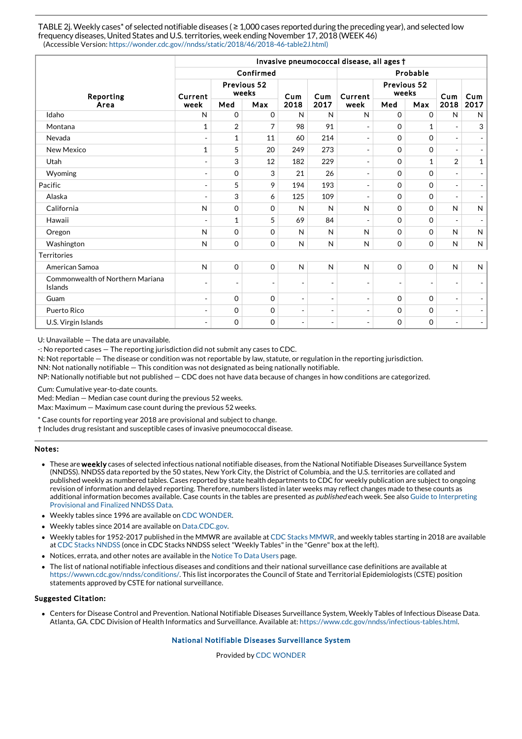TABLE 2j. Weekly cases* of selected notifiable diseases ( ≥ 1,000 cases reported during the preceding year), and selected low frequency diseases, United States and U.S. territories, week ending November 17, 2018 (WEEK 46)
(Accessible Version: https://wonder.cdc.gov//nndss/static/2018/46/2018-46-table2J.html)

| Reporting Area | Invasive pneumococcal disease, all ages † | | | | | | | | | |
|---|---|---|---|---|---|---|---|---|---|---|
| | Confirmed | | | | | Probable | | | | |
| | Current week | Previous 52 weeks | | Cum 2018 | Cum 2017 | Current week | Previous 52 weeks | | Cum 2018 | Cum 2017 |
| | | Med | Max | | | | Med | Max | | |
| Idaho | N | 0 | 0 | N | N | N | 0 | 0 | N | N |
| Montana | 1 | 2 | 7 | 98 | 91 | - | 0 | 1 | - | 3 |
| Nevada | - | 1 | 11 | 60 | 214 | - | 0 | 0 | - | - |
| New Mexico | 1 | 5 | 20 | 249 | 273 | - | 0 | 0 | - | - |
| Utah | - | 3 | 12 | 182 | 229 | - | 0 | 1 | 2 | 1 |
| Wyoming | - | 0 | 3 | 21 | 26 | - | 0 | 0 | - | - |
| Pacific | - | 5 | 9 | 194 | 193 | - | 0 | 0 | - | - |
| Alaska | - | 3 | 6 | 125 | 109 | - | 0 | 0 | - | - |
| California | N | 0 | 0 | N | N | N | 0 | 0 | N | N |
| Hawaii | - | 1 | 5 | 69 | 84 | - | 0 | 0 | - | - |
| Oregon | N | 0 | 0 | N | N | N | 0 | 0 | N | N |
| Washington | N | 0 | 0 | N | N | N | 0 | 0 | N | N |
| Territories | | | | | | | | | | |
| American Samoa | N | 0 | 0 | N | N | N | 0 | 0 | N | N |
| Commonwealth of Northern Mariana Islands | - | - | - | - | - | - | - | - | - | - |
| Guam | - | 0 | 0 | - | - | - | 0 | 0 | - | - |
| Puerto Rico | - | 0 | 0 | - | - | - | 0 | 0 | - | - |
| U.S. Virgin Islands | - | 0 | 0 | - | - | - | 0 | 0 | - | - |

U: Unavailable — The data are unavailable.
-: No reported cases — The reporting jurisdiction did not submit any cases to CDC.
N: Not reportable — The disease or condition was not reportable by law, statute, or regulation in the reporting jurisdiction.
NN: Not nationally notifiable — This condition was not designated as being nationally notifiable.
NP: Nationally notifiable but not published — CDC does not have data because of changes in how conditions are categorized.

Cum: Cumulative year-to-date counts.
Med: Median — Median case count during the previous 52 weeks.
Max: Maximum — Maximum case count during the previous 52 weeks.

* Case counts for reporting year 2018 are provisional and subject to change.
† Includes drug resistant and susceptible cases of invasive pneumococcal disease.

### Notes:

- These are **weekly** cases of selected infectious national notifiable diseases, from the National Notifiable Diseases Surveillance System (NNDSS). NNDSS data reported by the 50 states, New York City, the District of Columbia, and the U.S. territories are collated and published weekly as numbered tables. Cases reported by state health departments to CDC for weekly publication are subject to ongoing revision of information and delayed reporting. Therefore, numbers listed in later weeks may reflect changes made to these counts as additional information becomes available. Case counts in the tables are presented *as published* each week. See also Guide to Interpreting Provisional and Finalized NNDSS Data.
- Weekly tables since 1996 are available on CDC WONDER.
- Weekly tables since 2014 are available on Data.CDC.gov.
- Weekly tables for 1952-2017 published in the MMWR are available at CDC Stacks MMWR, and weekly tables starting in 2018 are available at CDC Stacks NNDSS (once in CDC Stacks NNDSS select "Weekly Tables" in the "Genre" box at the left).
- Notices, errata, and other notes are available in the Notice To Data Users page.
- The list of national notifiable infectious diseases and conditions and their national surveillance case definitions are available at https://wwwn.cdc.gov/nndss/conditions/. This list incorporates the Council of State and Territorial Epidemiologists (CSTE) position statements approved by CSTE for national surveillance.

### Suggested Citation:

- Centers for Disease Control and Prevention. National Notifiable Diseases Surveillance System, Weekly Tables of Infectious Disease Data. Atlanta, GA. CDC Division of Health Informatics and Surveillance. Available at: https://www.cdc.gov/nndss/infectious-tables.html.

**National Notifiable Diseases Surveillance System**

Provided by CDC WONDER